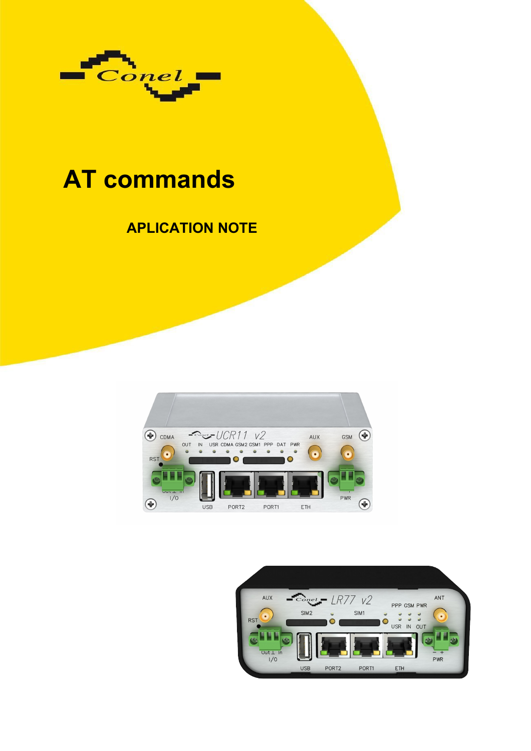# AT commands

**APLICATION NOTE**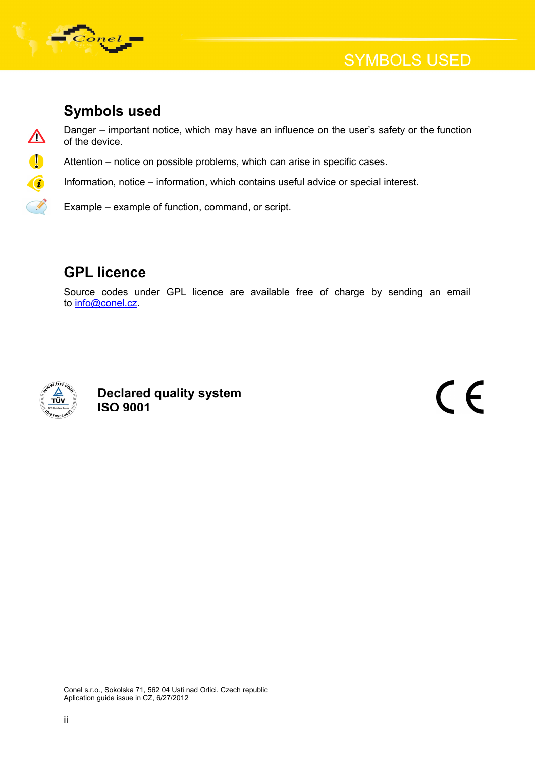## Symbols used

Danger – important notice, which may have an influence on the user's safety or the function of the device.

Attention – notice on possible problems, which can arise in specific cases.

Information, notice – information, which contains useful advice or special interest.

Example – example of function, command, or script.

## GPL licence

Source codes under GPL licence are available free of charge by sending an email to info@conel.cz.

**Declared quality system ISO 9001**

Conel s.r.o., Sokolska 71, 562 04 Usti nad Orlici. Czech republic
Aplication guide issue in CZ, 6/27/2012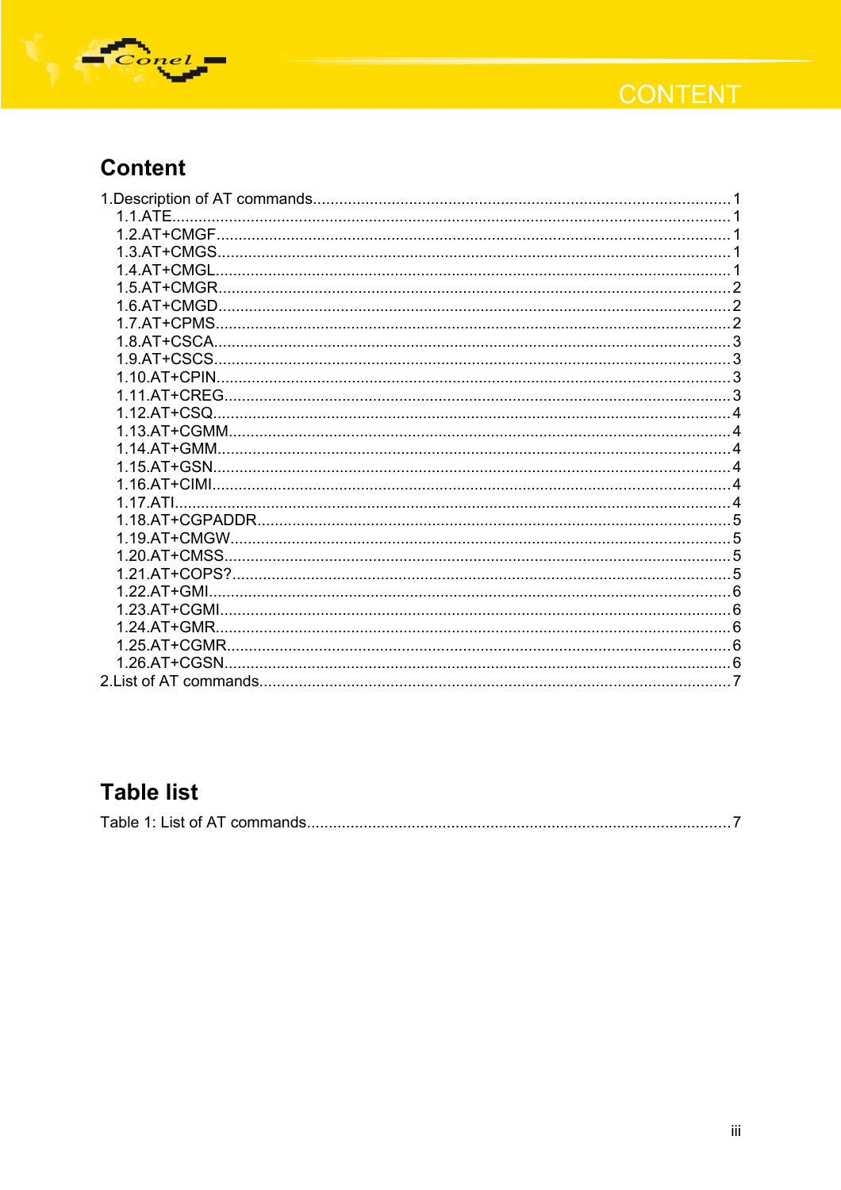## Content

1.Description of AT commands....................................................1
  1.1.ATE....................................................1
  1.2.AT+CMGF....................................................1
  1.3.AT+CMGS....................................................1
  1.4.AT+CMGL....................................................1
  1.5.AT+CMGR....................................................2
  1.6.AT+CMGD....................................................2
  1.7.AT+CPMS....................................................2
  1.8.AT+CSCA....................................................3
  1.9.AT+CSCS....................................................3
  1.10.AT+CPIN....................................................3
  1.11.AT+CREG....................................................3
  1.12.AT+CSQ....................................................4
  1.13.AT+CGMM....................................................4
  1.14.AT+GMM....................................................4
  1.15.AT+GSN....................................................4
  1.16.AT+CIMI....................................................4
  1.17.ATI....................................................4
  1.18.AT+CGPADDR....................................................5
  1.19.AT+CMGW....................................................5
  1.20.AT+CMSS....................................................5
  1.21.AT+COPS?....................................................5
  1.22.AT+GMI....................................................6
  1.23.AT+CGMI....................................................6
  1.24.AT+GMR....................................................6
  1.25.AT+CGMR....................................................6
  1.26.AT+CGSN....................................................6
2.List of AT commands....................................................7

## Table list

Table 1: List of AT commands....................................................7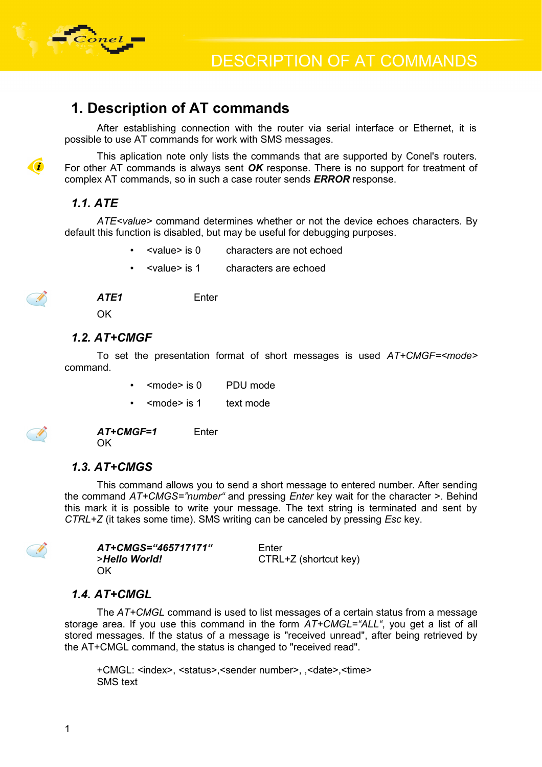# 1. Description of AT commands

After establishing connection with the router via serial interface or Ethernet, it is possible to use AT commands for work with SMS messages.

This aplication note only lists the commands that are supported by Conel's routers. For other AT commands is always sent ***OK*** response. There is no support for treatment of complex AT commands, so in such a case router sends ***ERROR*** response.

## 1.1. ATE

*ATE<value>* command determines whether or not the device echoes characters. By default this function is disabled, but may be useful for debugging purposes.

- <value> is 0 characters are not echoed
- <value> is 1 characters are echoed

***ATE1*** Enter

OK

## 1.2. AT+CMGF

To set the presentation format of short messages is used *AT+CMGF=<mode>* command.

- <mode> is 0 PDU mode
- <mode> is 1 text mode

***AT+CMGF=1*** Enter
OK

## 1.3. AT+CMGS

This command allows you to send a short message to entered number. After sending the command *AT+CMGS="number"* and pressing *Enter* key wait for the character >. Behind this mark it is possible to write your message. The text string is terminated and sent by *CTRL+Z* (it takes some time). SMS writing can be canceled by pressing *Esc* key.

***AT+CMGS="465717171"*** Enter
>***Hello World!*** CTRL+Z (shortcut key)
OK

## 1.4. AT+CMGL

The *AT+CMGL* command is used to list messages of a certain status from a message storage area. If you use this command in the form *AT+CMGL="ALL"*, you get a list of all stored messages. If the status of a message is "received unread", after being retrieved by the AT+CMGL command, the status is changed to "received read".

+CMGL: <index>, <status>,<sender number>, ,<date>,<time>
SMS text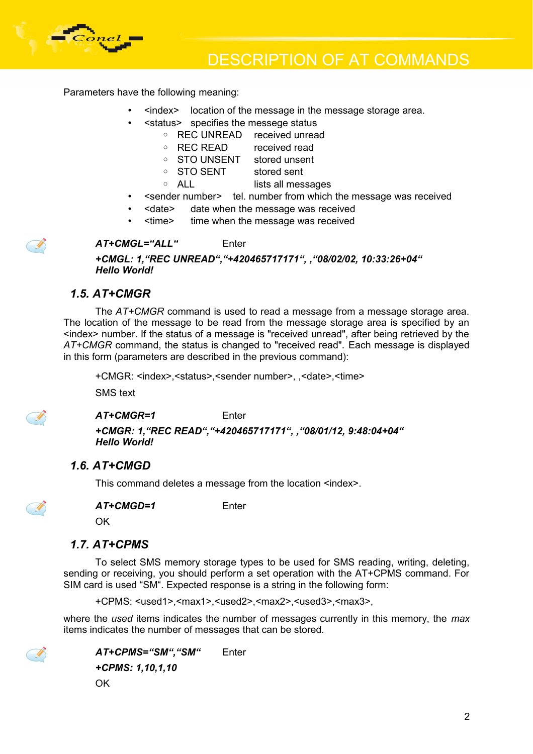Parameters have the following meaning:

- <index> location of the message in the message storage area.
- <status> specifies the messege status
  - REC UNREAD received unread
  - REC READ received read
  - STO UNSENT stored unsent
  - STO SENT stored sent
  - ALL lists all messages
- <sender number> tel. number from which the message was received
- <date> date when the message was received
- <time> time when the message was received

***AT+CMGL="ALL"*** Enter

***+CMGL: 1,"REC UNREAD","+420465717171", ,"08/02/02, 10:33:26+04"***
***Hello World!***

## 1.5. AT+CMGR

The *AT+CMGR* command is used to read a message from a message storage area. The location of the message to be read from the message storage area is specified by an <index> number. If the status of a message is "received unread", after being retrieved by the *AT+CMGR* command, the status is changed to "received read". Each message is displayed in this form (parameters are described in the previous command):

+CMGR: <index>,<status>,<sender number>, ,<date>,<time>

SMS text

***AT+CMGR=1*** Enter

***+CMGR: 1,"REC READ","+420465717171", ,"08/01/12, 9:48:04+04"***
***Hello World!***

## 1.6. AT+CMGD

This command deletes a message from the location <index>.

***AT+CMGD=1*** Enter

OK

## 1.7. AT+CPMS

To select SMS memory storage types to be used for SMS reading, writing, deleting, sending or receiving, you should perform a set operation with the AT+CPMS command. For SIM card is used "SM". Expected response is a string in the following form:

+CPMS: <used1>,<max1>,<used2>,<max2>,<used3>,<max3>,

where the *used* items indicates the number of messages currently in this memory, the *max* items indicates the number of messages that can be stored.

***AT+CPMS="SM","SM"*** Enter

***+CPMS: 1,10,1,10***

OK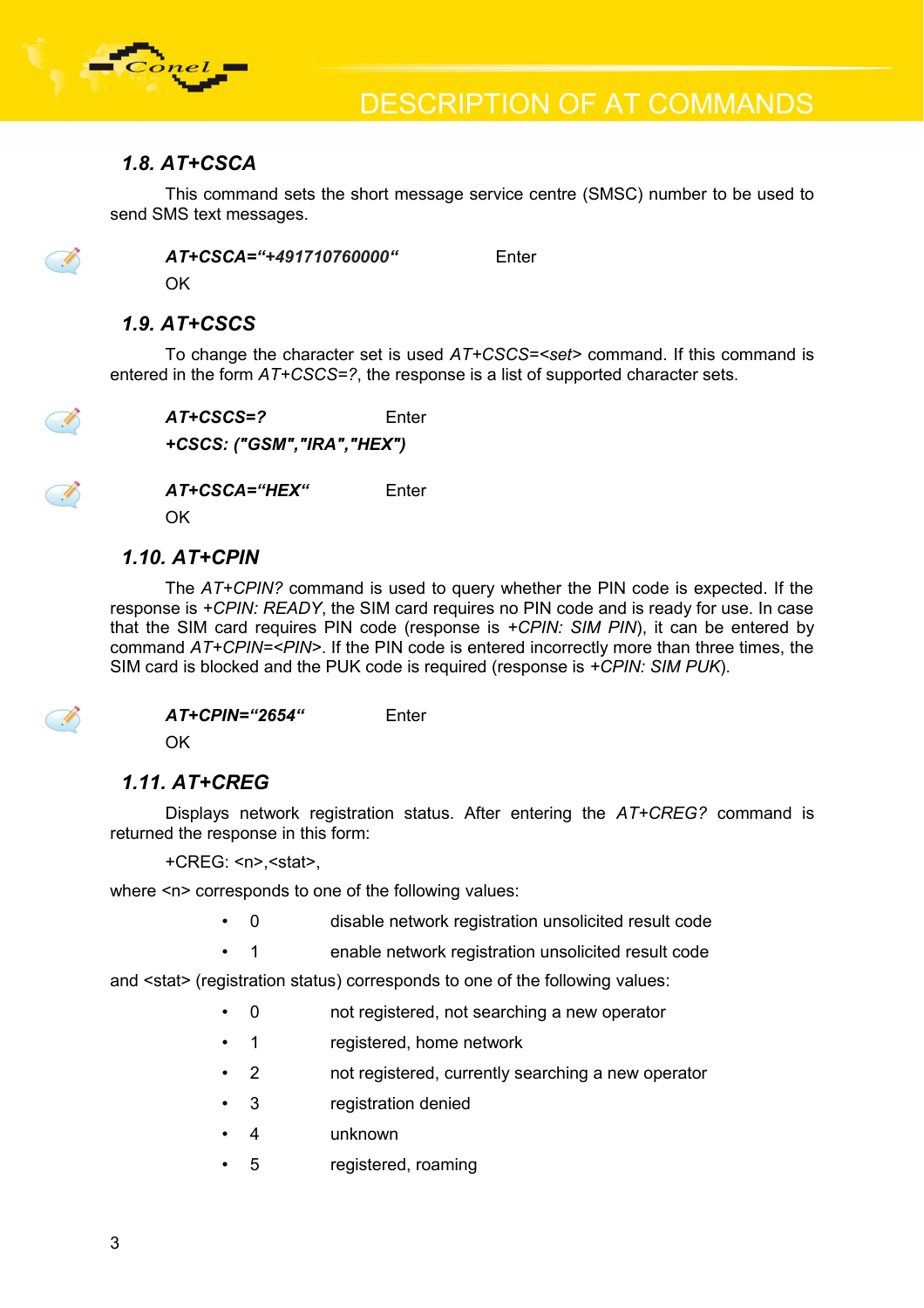## 1.8. AT+CSCA

This command sets the short message service centre (SMSC) number to be used to send SMS text messages.

***AT+CSCA="+491710760000"*** Enter
OK

## 1.9. AT+CSCS

To change the character set is used *AT+CSCS=<set>* command. If this command is entered in the form *AT+CSCS=?*, the response is a list of supported character sets.

***AT+CSCS=?*** Enter
***+CSCS: ("GSM","IRA","HEX")***

***AT+CSCA="HEX"*** Enter
OK

## 1.10. AT+CPIN

The *AT+CPIN?* command is used to query whether the PIN code is expected. If the response is *+CPIN: READY*, the SIM card requires no PIN code and is ready for use. In case that the SIM card requires PIN code (response is *+CPIN: SIM PIN*), it can be entered by command *AT+CPIN=<PIN>*. If the PIN code is entered incorrectly more than three times, the SIM card is blocked and the PUK code is required (response is *+CPIN: SIM PUK*).

***AT+CPIN="2654"*** Enter
OK

## 1.11. AT+CREG

Displays network registration status. After entering the *AT+CREG?* command is returned the response in this form:

+CREG: <n>,<stat>,

where <n> corresponds to one of the following values:

- 0 disable network registration unsolicited result code
- 1 enable network registration unsolicited result code

and <stat> (registration status) corresponds to one of the following values:

- 0 not registered, not searching a new operator
- 1 registered, home network
- 2 not registered, currently searching a new operator
- 3 registration denied
- 4 unknown
- 5 registered, roaming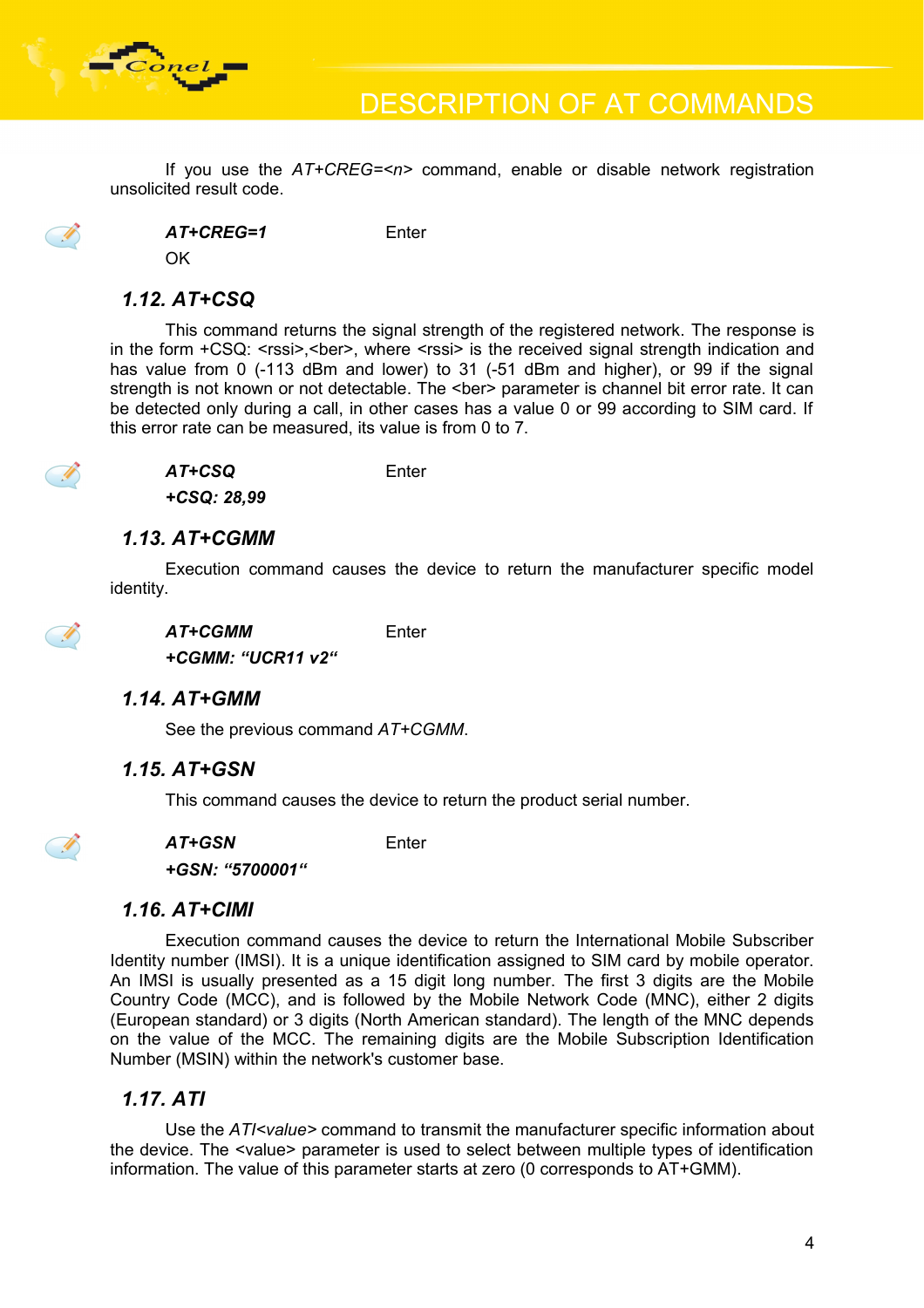If you use the *AT+CREG=<n>* command, enable or disable network registration unsolicited result code.

***AT+CREG=1*** Enter
OK

### 1.12. AT+CSQ

This command returns the signal strength of the registered network. The response is in the form +CSQ: <rssi>,<ber>, where <rssi> is the received signal strength indication and has value from 0 (-113 dBm and lower) to 31 (-51 dBm and higher), or 99 if the signal strength is not known or not detectable. The <ber> parameter is channel bit error rate. It can be detected only during a call, in other cases has a value 0 or 99 according to SIM card. If this error rate can be measured, its value is from 0 to 7.

***AT+CSQ*** Enter
***+CSQ: 28,99***

### 1.13. AT+CGMM

Execution command causes the device to return the manufacturer specific model identity.

***AT+CGMM*** Enter
***+CGMM: "UCR11 v2"***

### 1.14. AT+GMM

See the previous command *AT+CGMM*.

### 1.15. AT+GSN

This command causes the device to return the product serial number.

***AT+GSN*** Enter
***+GSN: "5700001"***

### 1.16. AT+CIMI

Execution command causes the device to return the International Mobile Subscriber Identity number (IMSI). It is a unique identification assigned to SIM card by mobile operator. An IMSI is usually presented as a 15 digit long number. The first 3 digits are the Mobile Country Code (MCC), and is followed by the Mobile Network Code (MNC), either 2 digits (European standard) or 3 digits (North American standard). The length of the MNC depends on the value of the MCC. The remaining digits are the Mobile Subscription Identification Number (MSIN) within the network's customer base.

### 1.17. ATI

Use the *ATI<value>* command to transmit the manufacturer specific information about the device. The <value> parameter is used to select between multiple types of identification information. The value of this parameter starts at zero (0 corresponds to AT+GMM).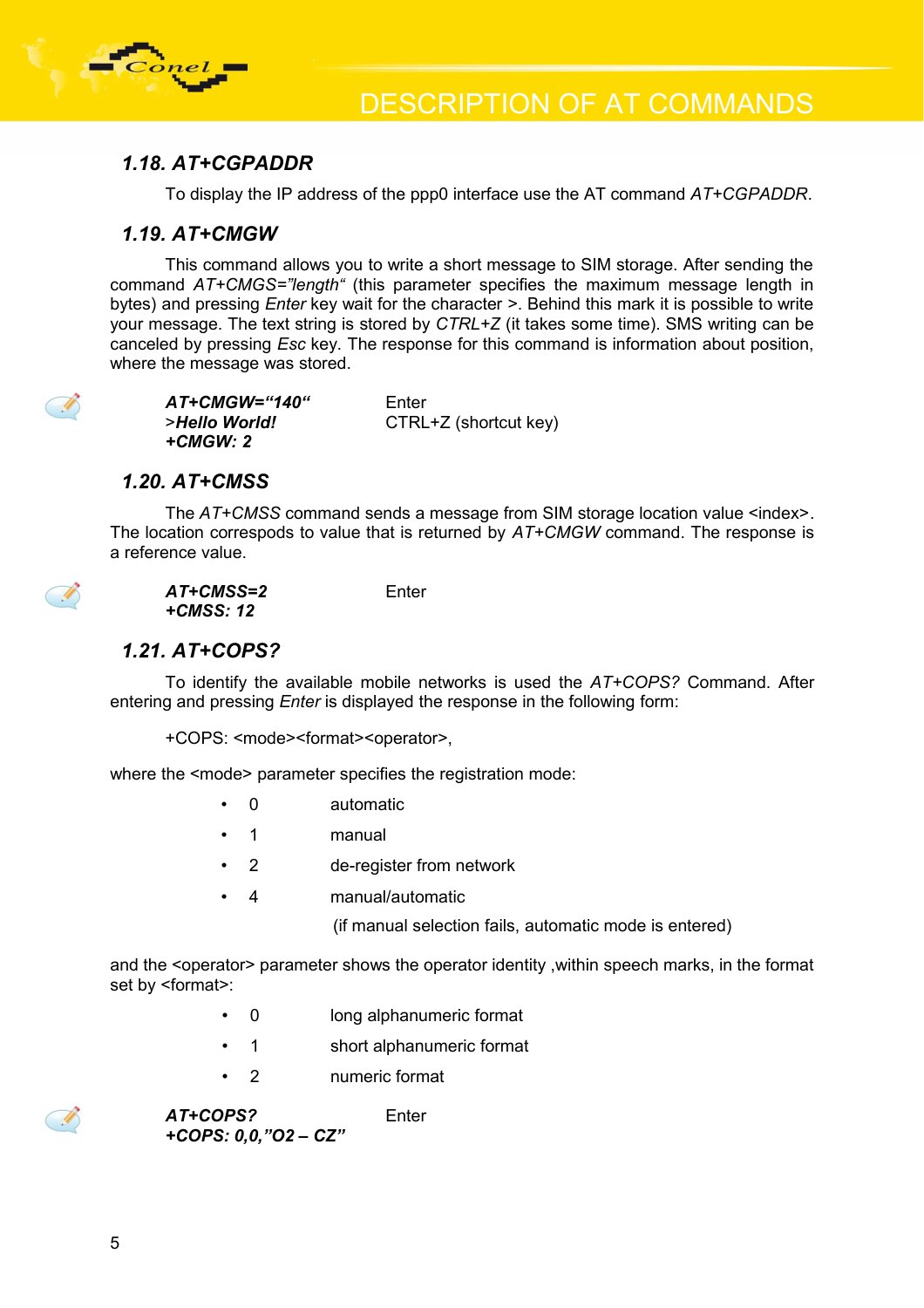## 1.18. AT+CGPADDR

To display the IP address of the ppp0 interface use the AT command *AT+CGPADDR*.

## 1.19. AT+CMGW

This command allows you to write a short message to SIM storage. After sending the command *AT+CMGS="length*" (this parameter specifies the maximum message length in bytes) and pressing *Enter* key wait for the character >. Behind this mark it is possible to write your message. The text string is stored by *CTRL+Z* (it takes some time). SMS writing can be canceled by pressing *Esc* key. The response for this command is information about position, where the message was stored.

| | |
|---|---|
| ***AT+CMGW="140"*** | Enter |
| >***Hello World!*** | CTRL+Z (shortcut key) |
| ***+CMGW: 2*** | |

## 1.20. AT+CMSS

The *AT+CMSS* command sends a message from SIM storage location value <index>. The location correspods to value that is returned by *AT+CMGW* command. The response is a reference value.

| | |
|---|---|
| ***AT+CMSS=2*** | Enter |
| ***+CMSS: 12*** | |

## 1.21. AT+COPS?

To identify the available mobile networks is used the *AT+COPS?* Command. After entering and pressing *Enter* is displayed the response in the following form:

+COPS: <mode><format><operator>,

where the <mode> parameter specifies the registration mode:

- 0 automatic
- 1 manual
- 2 de-register from network
- 4 manual/automatic
  (if manual selection fails, automatic mode is entered)

and the <operator> parameter shows the operator identity ,within speech marks, in the format set by <format>:

- 0 long alphanumeric format
- 1 short alphanumeric format
- 2 numeric format

| | |
|---|---|
| ***AT+COPS?*** | Enter |
| ***+COPS: 0,0,"O2 – CZ"*** | |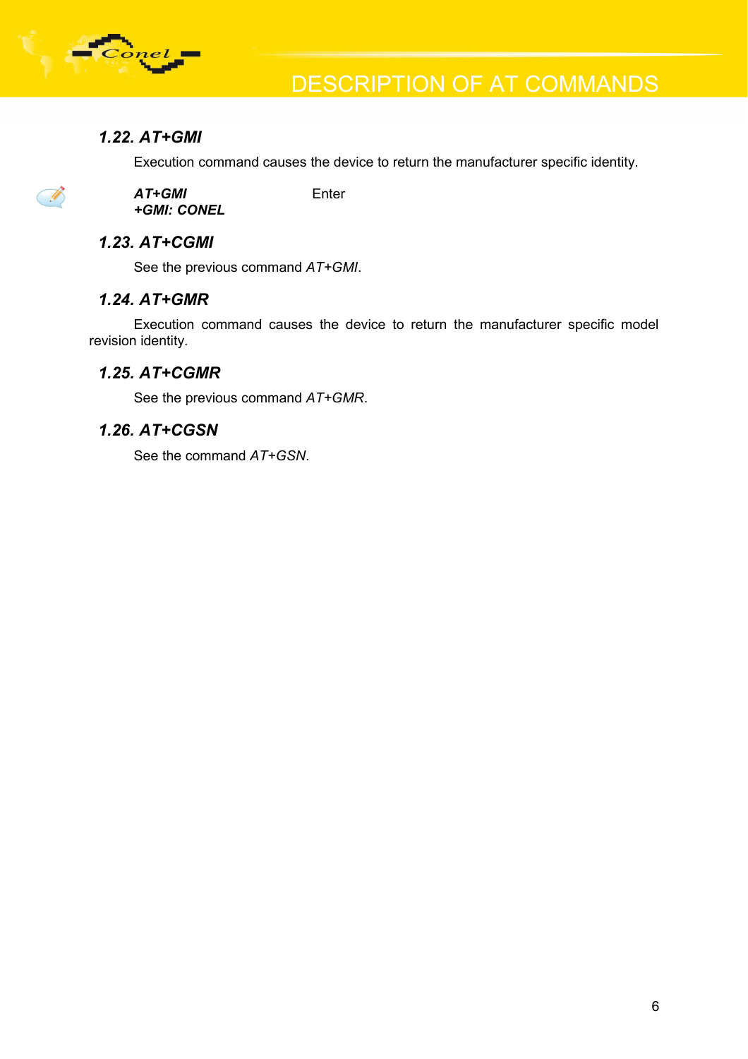### 1.22. AT+GMI

Execution command causes the device to return the manufacturer specific identity.

| | |
|---|---|
| ***AT+GMI*** | Enter |
| ***+GMI: CONEL*** | |

### 1.23. AT+CGMI

See the previous command *AT+GMI*.

### 1.24. AT+GMR

Execution command causes the device to return the manufacturer specific model revision identity.

### 1.25. AT+CGMR

See the previous command *AT+GMR*.

### 1.26. AT+CGSN

See the command *AT+GSN*.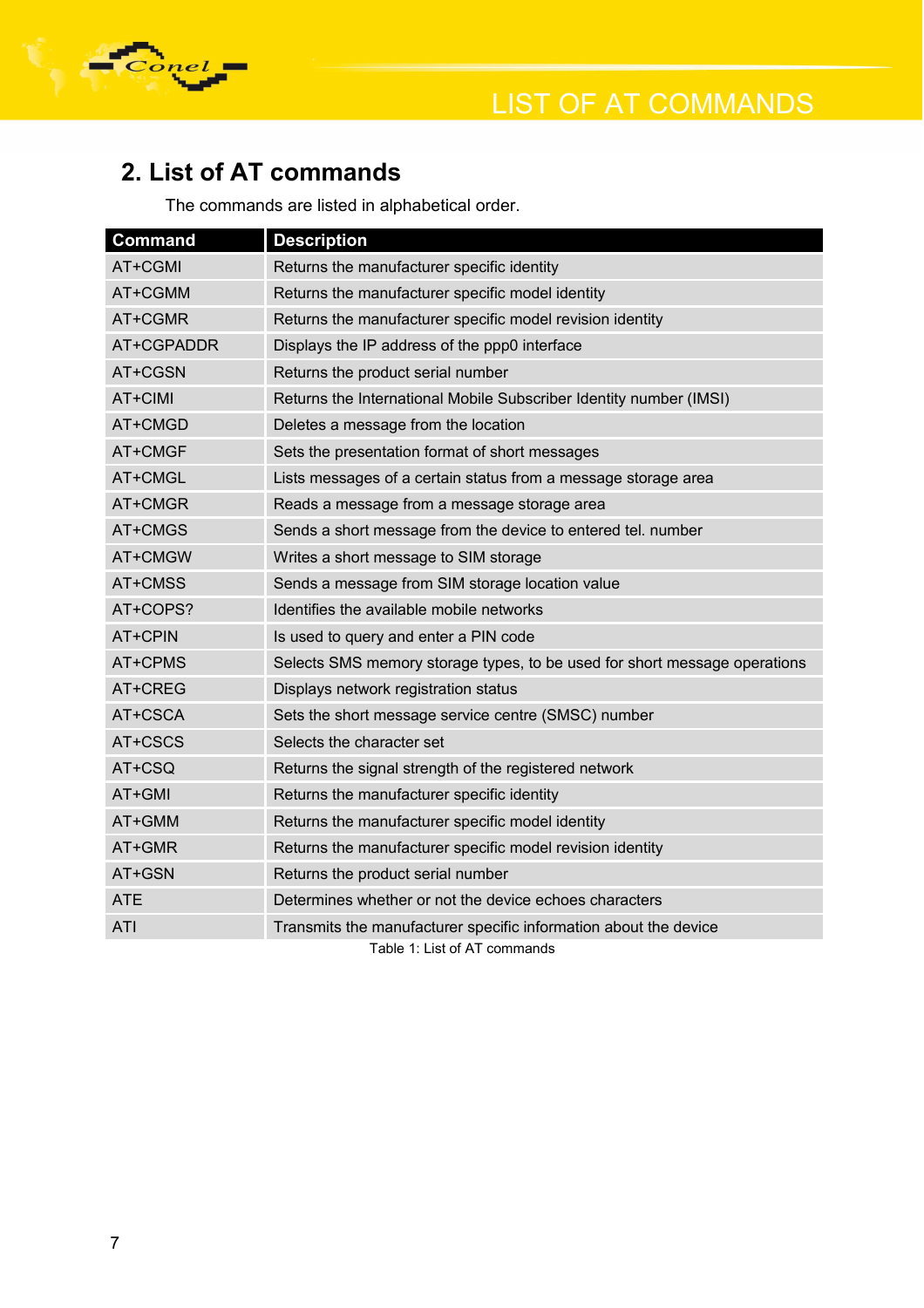## 2. List of AT commands

The commands are listed in alphabetical order.

| Command | Description |
|---|---|
| AT+CGMI | Returns the manufacturer specific identity |
| AT+CGMM | Returns the manufacturer specific model identity |
| AT+CGMR | Returns the manufacturer specific model revision identity |
| AT+CGPADDR | Displays the IP address of the ppp0 interface |
| AT+CGSN | Returns the product serial number |
| AT+CIMI | Returns the International Mobile Subscriber Identity number (IMSI) |
| AT+CMGD | Deletes a message from the location |
| AT+CMGF | Sets the presentation format of short messages |
| AT+CMGL | Lists messages of a certain status from a message storage area |
| AT+CMGR | Reads a message from a message storage area |
| AT+CMGS | Sends a short message from the device to entered tel. number |
| AT+CMGW | Writes a short message to SIM storage |
| AT+CMSS | Sends a message from SIM storage location value |
| AT+COPS? | Identifies the available mobile networks |
| AT+CPIN | Is used to query and enter a PIN code |
| AT+CPMS | Selects SMS memory storage types, to be used for short message operations |
| AT+CREG | Displays network registration status |
| AT+CSCA | Sets the short message service centre (SMSC) number |
| AT+CSCS | Selects the character set |
| AT+CSQ | Returns the signal strength of the registered network |
| AT+GMI | Returns the manufacturer specific identity |
| AT+GMM | Returns the manufacturer specific model identity |
| AT+GMR | Returns the manufacturer specific model revision identity |
| AT+GSN | Returns the product serial number |
| ATE | Determines whether or not the device echoes characters |
| ATI | Transmits the manufacturer specific information about the device |

Table 1: List of AT commands